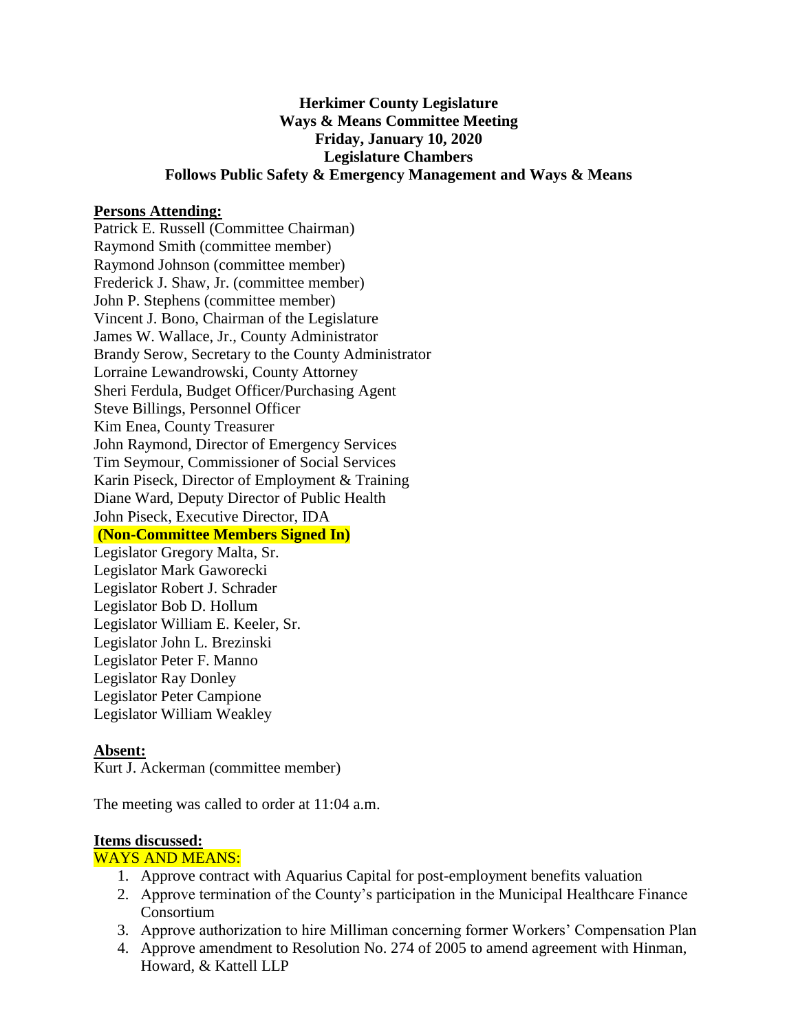**Herkimer County Legislature**
**Ways & Means Committee Meeting**
**Friday, January 10, 2020**
**Legislature Chambers**
**Follows Public Safety & Emergency Management and Ways & Means**

**Persons Attending:**

Patrick E. Russell (Committee Chairman)
Raymond Smith (committee member)
Raymond Johnson (committee member)
Frederick J. Shaw, Jr. (committee member)
John P. Stephens (committee member)
Vincent J. Bono, Chairman of the Legislature
James W. Wallace, Jr., County Administrator
Brandy Serow, Secretary to the County Administrator
Lorraine Lewandrowski, County Attorney
Sheri Ferdula, Budget Officer/Purchasing Agent
Steve Billings, Personnel Officer
Kim Enea, County Treasurer
John Raymond, Director of Emergency Services
Tim Seymour, Commissioner of Social Services
Karin Piseck, Director of Employment & Training
Diane Ward, Deputy Director of Public Health
John Piseck, Executive Director, IDA

**(Non-Committee Members Signed In)**

Legislator Gregory Malta, Sr.
Legislator Mark Gaworecki
Legislator Robert J. Schrader
Legislator Bob D. Hollum
Legislator William E. Keeler, Sr.
Legislator John L. Brezinski
Legislator Peter F. Manno
Legislator Ray Donley
Legislator Peter Campione
Legislator William Weakley

**Absent:**

Kurt J. Ackerman (committee member)

The meeting was called to order at 11:04 a.m.

**Items discussed:**

WAYS AND MEANS:

1. Approve contract with Aquarius Capital for post-employment benefits valuation
2. Approve termination of the County's participation in the Municipal Healthcare Finance Consortium
3. Approve authorization to hire Milliman concerning former Workers' Compensation Plan
4. Approve amendment to Resolution No. 274 of 2005 to amend agreement with Hinman, Howard, & Kattell LLP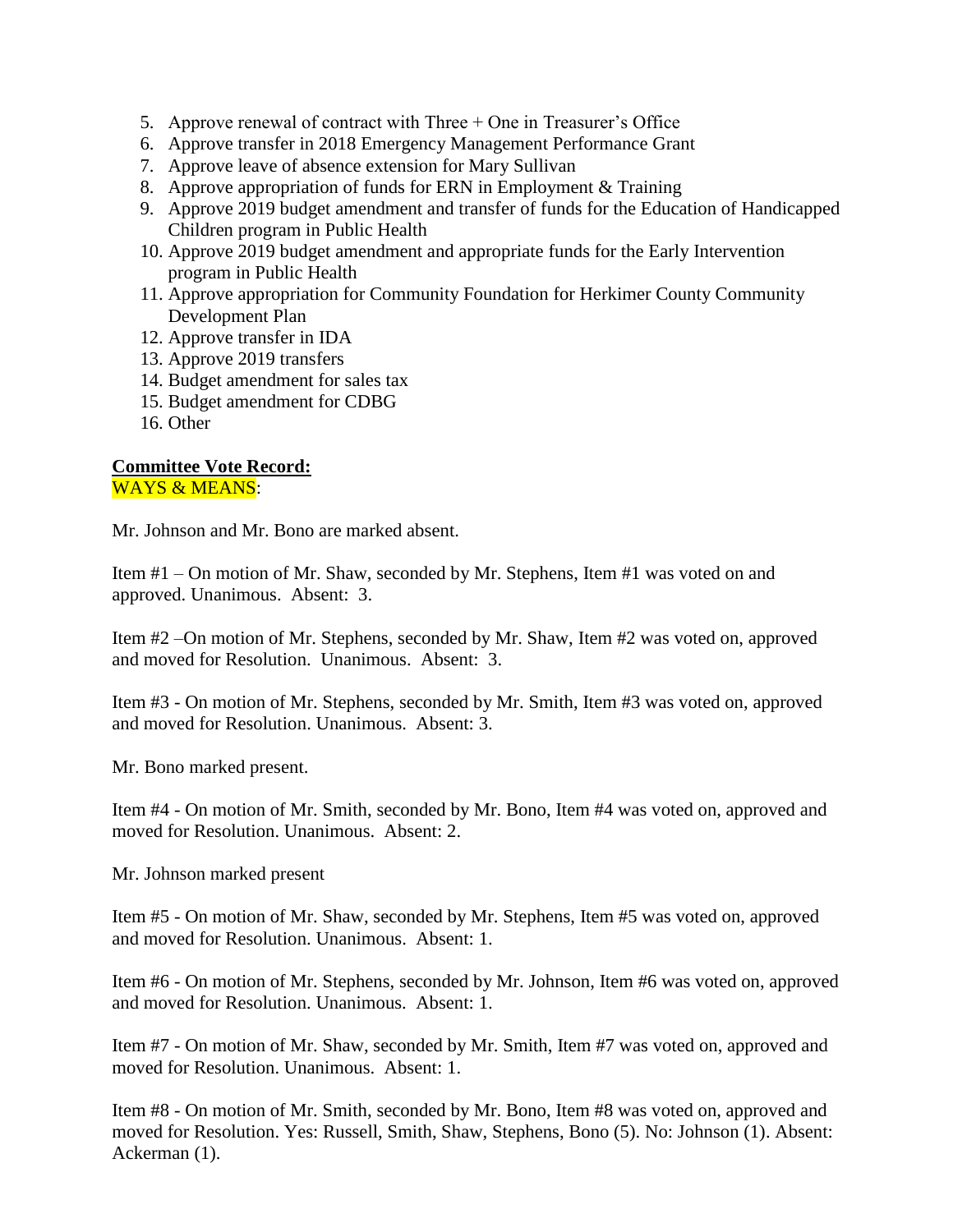5. Approve renewal of contract with Three + One in Treasurer's Office
6. Approve transfer in 2018 Emergency Management Performance Grant
7. Approve leave of absence extension for Mary Sullivan
8. Approve appropriation of funds for ERN in Employment & Training
9. Approve 2019 budget amendment and transfer of funds for the Education of Handicapped Children program in Public Health
10. Approve 2019 budget amendment and appropriate funds for the Early Intervention program in Public Health
11. Approve appropriation for Community Foundation for Herkimer County Community Development Plan
12. Approve transfer in IDA
13. Approve 2019 transfers
14. Budget amendment for sales tax
15. Budget amendment for CDBG
16. Other

**Committee Vote Record:**

WAYS & MEANS:

Mr. Johnson and Mr. Bono are marked absent.

Item #1 – On motion of Mr. Shaw, seconded by Mr. Stephens, Item #1 was voted on and approved. Unanimous. Absent: 3.

Item #2 –On motion of Mr. Stephens, seconded by Mr. Shaw, Item #2 was voted on, approved and moved for Resolution. Unanimous. Absent: 3.

Item #3 - On motion of Mr. Stephens, seconded by Mr. Smith, Item #3 was voted on, approved and moved for Resolution. Unanimous. Absent: 3.

Mr. Bono marked present.

Item #4 - On motion of Mr. Smith, seconded by Mr. Bono, Item #4 was voted on, approved and moved for Resolution. Unanimous. Absent: 2.

Mr. Johnson marked present

Item #5 - On motion of Mr. Shaw, seconded by Mr. Stephens, Item #5 was voted on, approved and moved for Resolution. Unanimous. Absent: 1.

Item #6 - On motion of Mr. Stephens, seconded by Mr. Johnson, Item #6 was voted on, approved and moved for Resolution. Unanimous. Absent: 1.

Item #7 - On motion of Mr. Shaw, seconded by Mr. Smith, Item #7 was voted on, approved and moved for Resolution. Unanimous. Absent: 1.

Item #8 - On motion of Mr. Smith, seconded by Mr. Bono, Item #8 was voted on, approved and moved for Resolution. Yes: Russell, Smith, Shaw, Stephens, Bono (5). No: Johnson (1). Absent: Ackerman (1).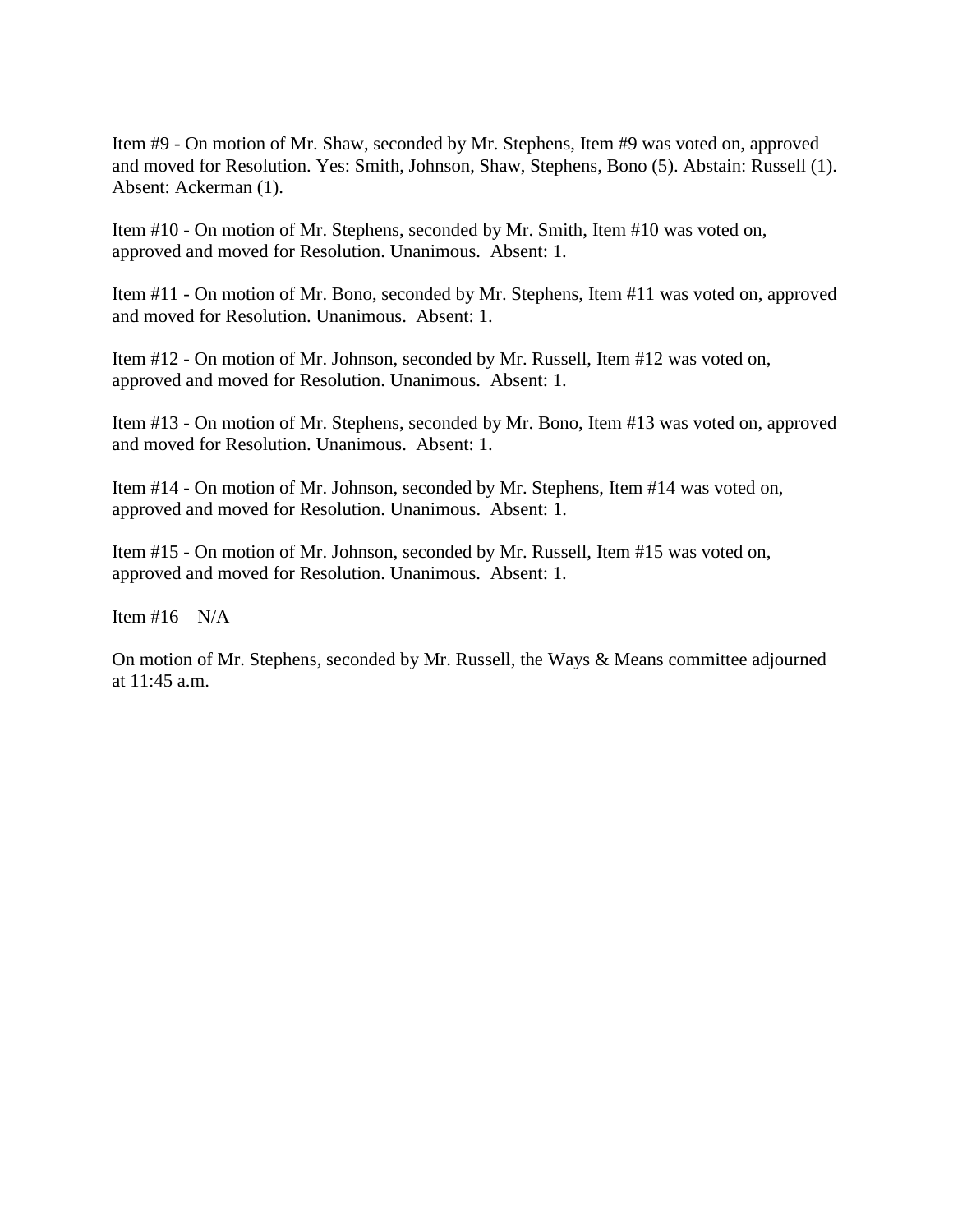Item #9 - On motion of Mr. Shaw, seconded by Mr. Stephens, Item #9 was voted on, approved and moved for Resolution. Yes: Smith, Johnson, Shaw, Stephens, Bono (5). Abstain: Russell (1). Absent: Ackerman (1).

Item #10 - On motion of Mr. Stephens, seconded by Mr. Smith, Item #10 was voted on, approved and moved for Resolution. Unanimous. Absent: 1.

Item #11 - On motion of Mr. Bono, seconded by Mr. Stephens, Item #11 was voted on, approved and moved for Resolution. Unanimous. Absent: 1.

Item #12 - On motion of Mr. Johnson, seconded by Mr. Russell, Item #12 was voted on, approved and moved for Resolution. Unanimous. Absent: 1.

Item #13 - On motion of Mr. Stephens, seconded by Mr. Bono, Item #13 was voted on, approved and moved for Resolution. Unanimous. Absent: 1.

Item #14 - On motion of Mr. Johnson, seconded by Mr. Stephens, Item #14 was voted on, approved and moved for Resolution. Unanimous. Absent: 1.

Item #15 - On motion of Mr. Johnson, seconded by Mr. Russell, Item #15 was voted on, approved and moved for Resolution. Unanimous. Absent: 1.

Item #16 – N/A

On motion of Mr. Stephens, seconded by Mr. Russell, the Ways & Means committee adjourned at 11:45 a.m.